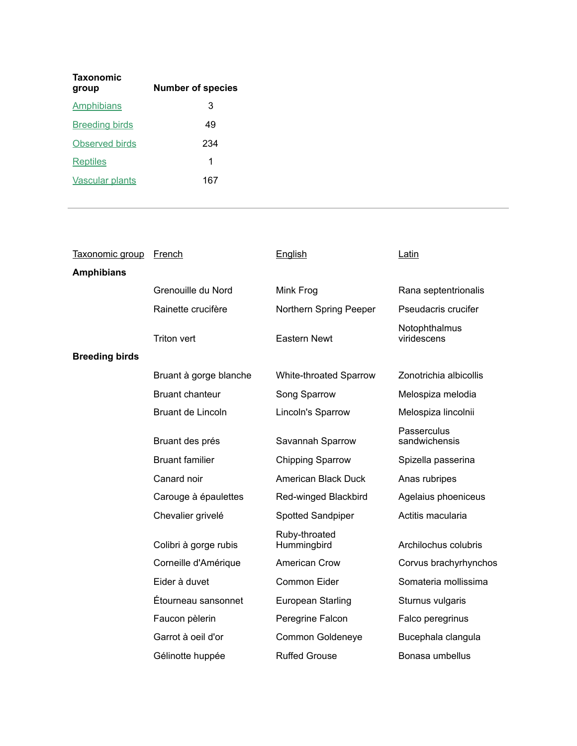| Taxonomic group | Number of species |
|---|---|
| Amphibians | 3 |
| Breeding birds | 49 |
| Observed birds | 234 |
| Reptiles | 1 |
| Vascular plants | 167 |

---

| Taxonomic group | French | English | Latin |
|---|---|---|---|
| **Amphibians** | | | |
| | Grenouille du Nord | Mink Frog | Rana septentrionalis |
| | Rainette crucifère | Northern Spring Peeper | Pseudacris crucifer |
| | Triton vert | Eastern Newt | Notophthalmus viridescens |
| **Breeding birds** | | | |
| | Bruant à gorge blanche | White-throated Sparrow | Zonotrichia albicollis |
| | Bruant chanteur | Song Sparrow | Melospiza melodia |
| | Bruant de Lincoln | Lincoln's Sparrow | Melospiza lincolnii |
| | Bruant des prés | Savannah Sparrow | Passerculus sandwichensis |
| | Bruant familier | Chipping Sparrow | Spizella passerina |
| | Canard noir | American Black Duck | Anas rubripes |
| | Carouge à épaulettes | Red-winged Blackbird | Agelaius phoeniceus |
| | Chevalier grivelé | Spotted Sandpiper | Actitis macularia |
| | Colibri à gorge rubis | Ruby-throated Hummingbird | Archilochus colubris |
| | Corneille d'Amérique | American Crow | Corvus brachyrhynchos |
| | Eider à duvet | Common Eider | Somateria mollissima |
| | Étourneau sansonnet | European Starling | Sturnus vulgaris |
| | Faucon pèlerin | Peregrine Falcon | Falco peregrinus |
| | Garrot à oeil d'or | Common Goldeneye | Bucephala clangula |
| | Gélinotte huppée | Ruffed Grouse | Bonasa umbellus |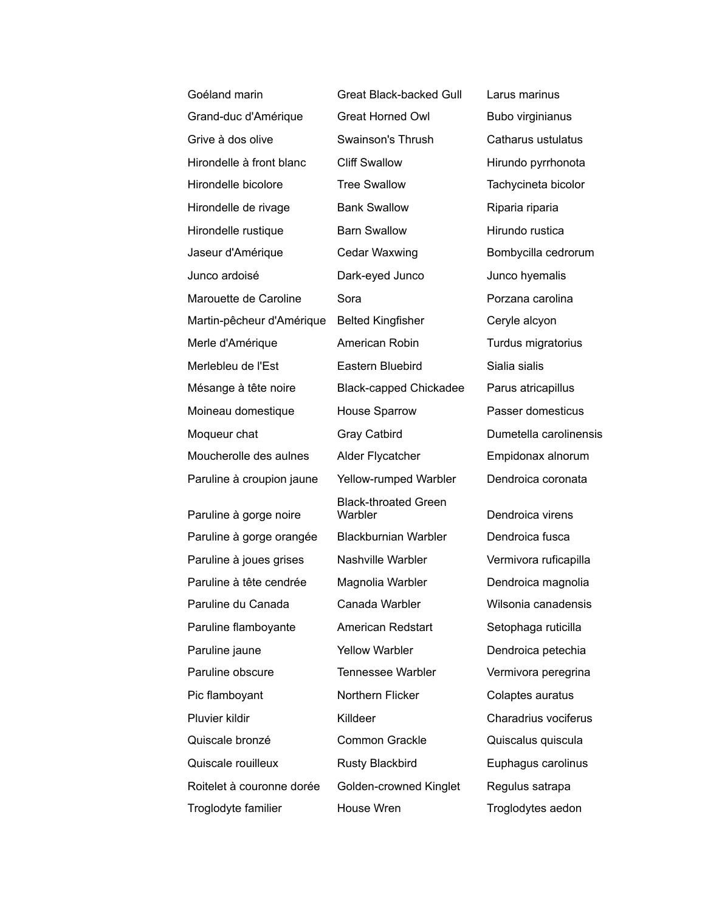| | | |
|---|---|---|
| Goéland marin | Great Black-backed Gull | Larus marinus |
| Grand-duc d'Amérique | Great Horned Owl | Bubo virginianus |
| Grive à dos olive | Swainson's Thrush | Catharus ustulatus |
| Hirondelle à front blanc | Cliff Swallow | Hirundo pyrrhonota |
| Hirondelle bicolore | Tree Swallow | Tachycineta bicolor |
| Hirondelle de rivage | Bank Swallow | Riparia riparia |
| Hirondelle rustique | Barn Swallow | Hirundo rustica |
| Jaseur d'Amérique | Cedar Waxwing | Bombycilla cedrorum |
| Junco ardoisé | Dark-eyed Junco | Junco hyemalis |
| Marouette de Caroline | Sora | Porzana carolina |
| Martin-pêcheur d'Amérique | Belted Kingfisher | Ceryle alcyon |
| Merle d'Amérique | American Robin | Turdus migratorius |
| Merlebleu de l'Est | Eastern Bluebird | Sialia sialis |
| Mésange à tête noire | Black-capped Chickadee | Parus atricapillus |
| Moineau domestique | House Sparrow | Passer domesticus |
| Moqueur chat | Gray Catbird | Dumetella carolinensis |
| Moucherolle des aulnes | Alder Flycatcher | Empidonax alnorum |
| Paruline à croupion jaune | Yellow-rumped Warbler | Dendroica coronata |
| Paruline à gorge noire | Black-throated Green Warbler | Dendroica virens |
| Paruline à gorge orangée | Blackburnian Warbler | Dendroica fusca |
| Paruline à joues grises | Nashville Warbler | Vermivora ruficapilla |
| Paruline à tête cendrée | Magnolia Warbler | Dendroica magnolia |
| Paruline du Canada | Canada Warbler | Wilsonia canadensis |
| Paruline flamboyante | American Redstart | Setophaga ruticilla |
| Paruline jaune | Yellow Warbler | Dendroica petechia |
| Paruline obscure | Tennessee Warbler | Vermivora peregrina |
| Pic flamboyant | Northern Flicker | Colaptes auratus |
| Pluvier kildir | Killdeer | Charadrius vociferus |
| Quiscale bronzé | Common Grackle | Quiscalus quiscula |
| Quiscale rouilleux | Rusty Blackbird | Euphagus carolinus |
| Roitelet à couronne dorée | Golden-crowned Kinglet | Regulus satrapa |
| Troglodyte familier | House Wren | Troglodytes aedon |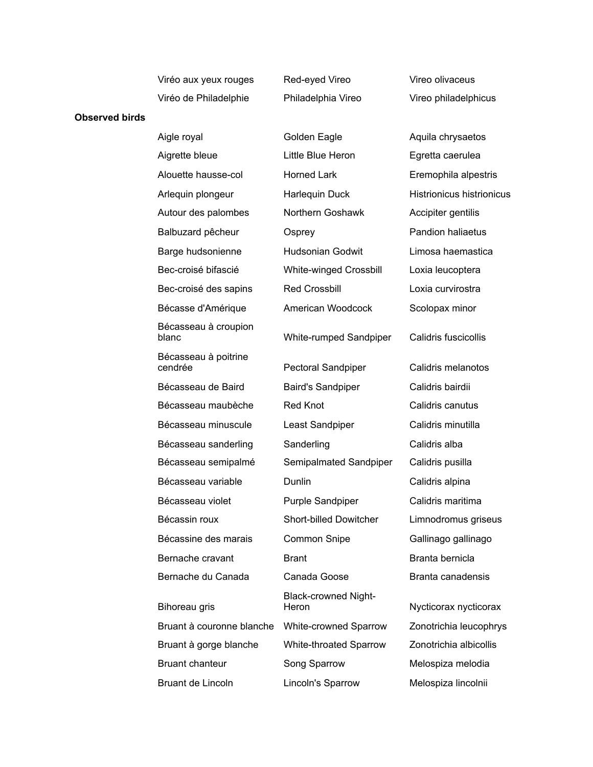| | | |
|---|---|---|
| Viréo aux yeux rouges | Red-eyed Vireo | Vireo olivaceus |
| Viréo de Philadelphie | Philadelphia Vireo | Vireo philadelphicus |

**Observed birds**

| | | |
|---|---|---|
| Aigle royal | Golden Eagle | Aquila chrysaetos |
| Aigrette bleue | Little Blue Heron | Egretta caerulea |
| Alouette hausse-col | Horned Lark | Eremophila alpestris |
| Arlequin plongeur | Harlequin Duck | Histrionicus histrionicus |
| Autour des palombes | Northern Goshawk | Accipiter gentilis |
| Balbuzard pêcheur | Osprey | Pandion haliaetus |
| Barge hudsonienne | Hudsonian Godwit | Limosa haemastica |
| Bec-croisé bifascié | White-winged Crossbill | Loxia leucoptera |
| Bec-croisé des sapins | Red Crossbill | Loxia curvirostra |
| Bécasse d'Amérique | American Woodcock | Scolopax minor |
| Bécasseau à croupion blanc | White-rumped Sandpiper | Calidris fuscicollis |
| Bécasseau à poitrine cendrée | Pectoral Sandpiper | Calidris melanotos |
| Bécasseau de Baird | Baird's Sandpiper | Calidris bairdii |
| Bécasseau maubèche | Red Knot | Calidris canutus |
| Bécasseau minuscule | Least Sandpiper | Calidris minutilla |
| Bécasseau sanderling | Sanderling | Calidris alba |
| Bécasseau semipalmé | Semipalmated Sandpiper | Calidris pusilla |
| Bécasseau variable | Dunlin | Calidris alpina |
| Bécasseau violet | Purple Sandpiper | Calidris maritima |
| Bécassin roux | Short-billed Dowitcher | Limnodromus griseus |
| Bécassine des marais | Common Snipe | Gallinago gallinago |
| Bernache cravant | Brant | Branta bernicla |
| Bernache du Canada | Canada Goose | Branta canadensis |
| Bihoreau gris | Black-crowned Night-Heron | Nycticorax nycticorax |
| Bruant à couronne blanche | White-crowned Sparrow | Zonotrichia leucophrys |
| Bruant à gorge blanche | White-throated Sparrow | Zonotrichia albicollis |
| Bruant chanteur | Song Sparrow | Melospiza melodia |
| Bruant de Lincoln | Lincoln's Sparrow | Melospiza lincolnii |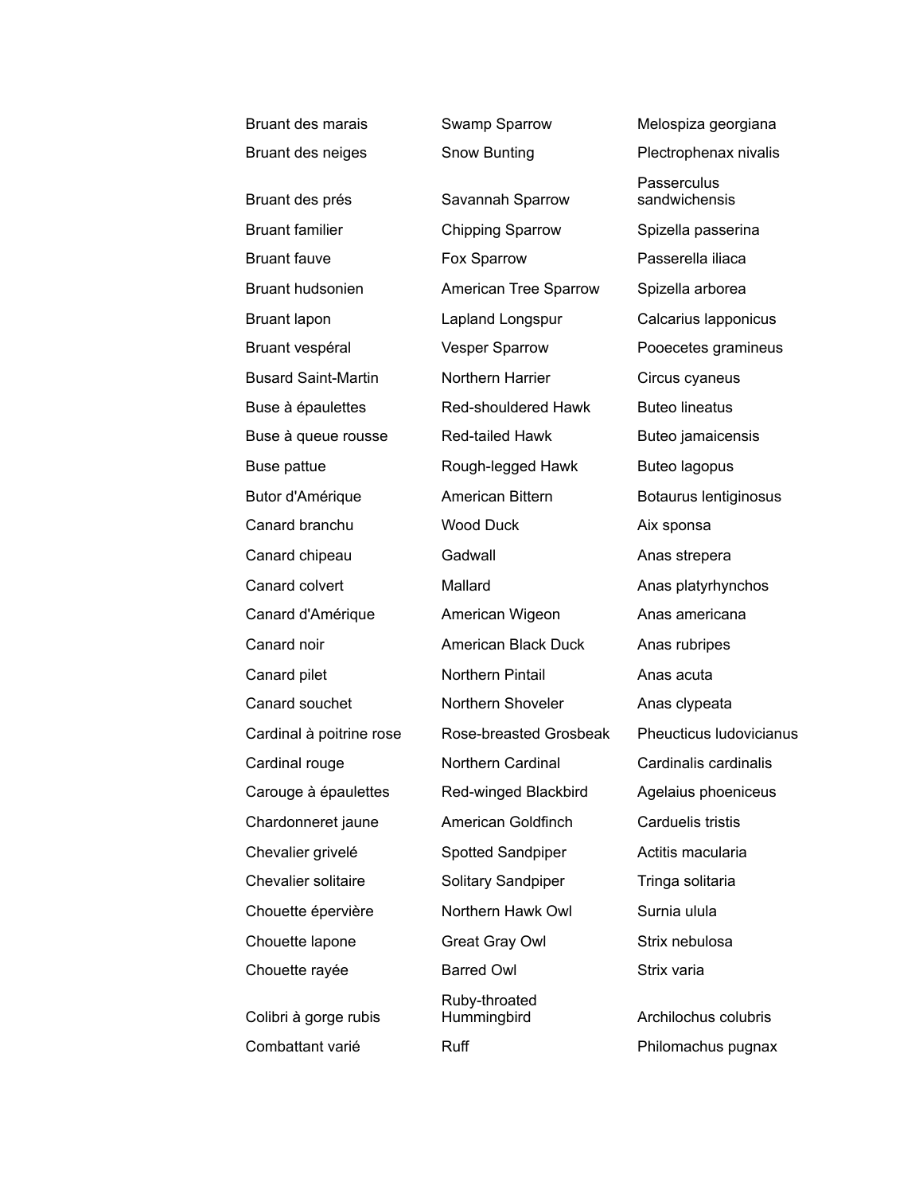| | | |
|---|---|---|
| Bruant des marais | Swamp Sparrow | Melospiza georgiana |
| Bruant des neiges | Snow Bunting | Plectrophenax nivalis |
| Bruant des prés | Savannah Sparrow | Passerculus sandwichensis |
| Bruant familier | Chipping Sparrow | Spizella passerina |
| Bruant fauve | Fox Sparrow | Passerella iliaca |
| Bruant hudsonien | American Tree Sparrow | Spizella arborea |
| Bruant lapon | Lapland Longspur | Calcarius lapponicus |
| Bruant vespéral | Vesper Sparrow | Pooecetes gramineus |
| Busard Saint-Martin | Northern Harrier | Circus cyaneus |
| Buse à épaulettes | Red-shouldered Hawk | Buteo lineatus |
| Buse à queue rousse | Red-tailed Hawk | Buteo jamaicensis |
| Buse pattue | Rough-legged Hawk | Buteo lagopus |
| Butor d'Amérique | American Bittern | Botaurus lentiginosus |
| Canard branchu | Wood Duck | Aix sponsa |
| Canard chipeau | Gadwall | Anas strepera |
| Canard colvert | Mallard | Anas platyrhynchos |
| Canard d'Amérique | American Wigeon | Anas americana |
| Canard noir | American Black Duck | Anas rubripes |
| Canard pilet | Northern Pintail | Anas acuta |
| Canard souchet | Northern Shoveler | Anas clypeata |
| Cardinal à poitrine rose | Rose-breasted Grosbeak | Pheucticus ludovicianus |
| Cardinal rouge | Northern Cardinal | Cardinalis cardinalis |
| Carouge à épaulettes | Red-winged Blackbird | Agelaius phoeniceus |
| Chardonneret jaune | American Goldfinch | Carduelis tristis |
| Chevalier grivelé | Spotted Sandpiper | Actitis macularia |
| Chevalier solitaire | Solitary Sandpiper | Tringa solitaria |
| Chouette épervière | Northern Hawk Owl | Surnia ulula |
| Chouette lapone | Great Gray Owl | Strix nebulosa |
| Chouette rayée | Barred Owl | Strix varia |
| Colibri à gorge rubis | Ruby-throated Hummingbird | Archilochus colubris |
| Combattant varié | Ruff | Philomachus pugnax |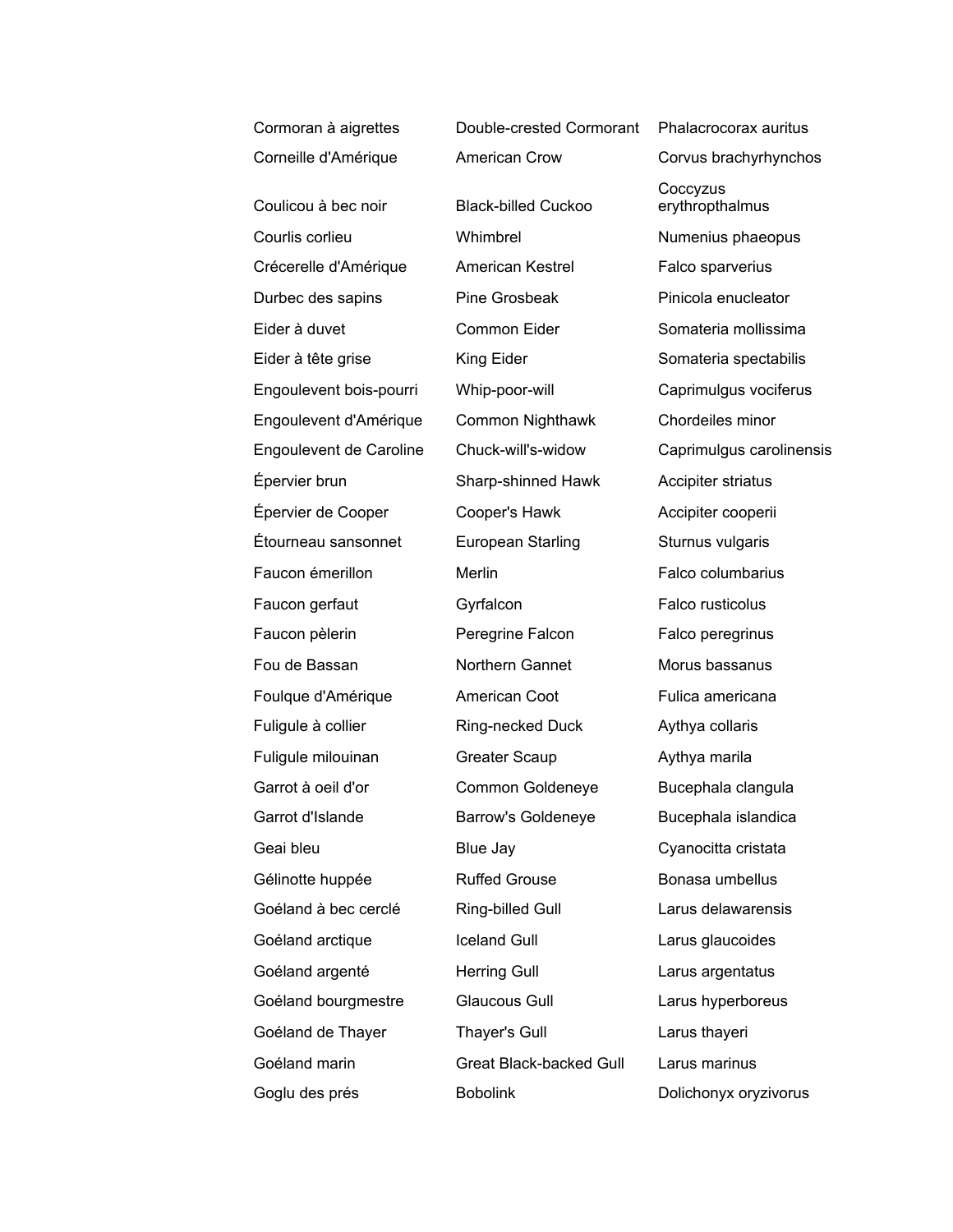| | | |
|---|---|---|
| Cormoran à aigrettes | Double-crested Cormorant | Phalacrocorax auritus |
| Corneille d'Amérique | American Crow | Corvus brachyrhynchos |
| Coulicou à bec noir | Black-billed Cuckoo | Coccyzus erythropthalmus |
| Courlis corlieu | Whimbrel | Numenius phaeopus |
| Crécerelle d'Amérique | American Kestrel | Falco sparverius |
| Durbec des sapins | Pine Grosbeak | Pinicola enucleator |
| Eider à duvet | Common Eider | Somateria mollissima |
| Eider à tête grise | King Eider | Somateria spectabilis |
| Engoulevent bois-pourri | Whip-poor-will | Caprimulgus vociferus |
| Engoulevent d'Amérique | Common Nighthawk | Chordeiles minor |
| Engoulevent de Caroline | Chuck-will's-widow | Caprimulgus carolinensis |
| Épervier brun | Sharp-shinned Hawk | Accipiter striatus |
| Épervier de Cooper | Cooper's Hawk | Accipiter cooperii |
| Étourneau sansonnet | European Starling | Sturnus vulgaris |
| Faucon émerillon | Merlin | Falco columbarius |
| Faucon gerfaut | Gyrfalcon | Falco rusticolus |
| Faucon pèlerin | Peregrine Falcon | Falco peregrinus |
| Fou de Bassan | Northern Gannet | Morus bassanus |
| Foulque d'Amérique | American Coot | Fulica americana |
| Fuligule à collier | Ring-necked Duck | Aythya collaris |
| Fuligule milouinan | Greater Scaup | Aythya marila |
| Garrot à oeil d'or | Common Goldeneye | Bucephala clangula |
| Garrot d'Islande | Barrow's Goldeneye | Bucephala islandica |
| Geai bleu | Blue Jay | Cyanocitta cristata |
| Gélinotte huppée | Ruffed Grouse | Bonasa umbellus |
| Goéland à bec cerclé | Ring-billed Gull | Larus delawarensis |
| Goéland arctique | Iceland Gull | Larus glaucoides |
| Goéland argenté | Herring Gull | Larus argentatus |
| Goéland bourgmestre | Glaucous Gull | Larus hyperboreus |
| Goéland de Thayer | Thayer's Gull | Larus thayeri |
| Goéland marin | Great Black-backed Gull | Larus marinus |
| Goglu des prés | Bobolink | Dolichonyx oryzivorus |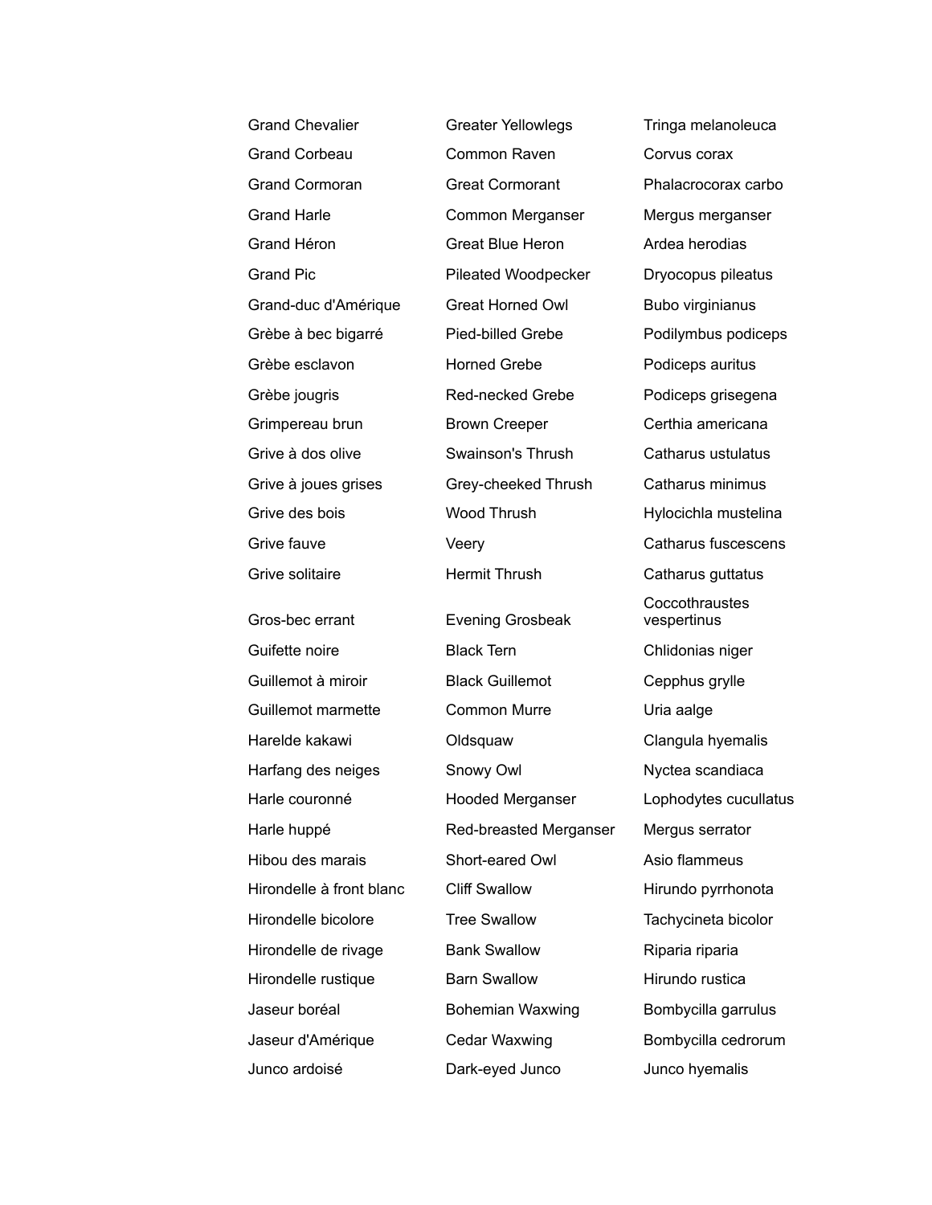| | | |
|---|---|---|
| Grand Chevalier | Greater Yellowlegs | Tringa melanoleuca |
| Grand Corbeau | Common Raven | Corvus corax |
| Grand Cormoran | Great Cormorant | Phalacrocorax carbo |
| Grand Harle | Common Merganser | Mergus merganser |
| Grand Héron | Great Blue Heron | Ardea herodias |
| Grand Pic | Pileated Woodpecker | Dryocopus pileatus |
| Grand-duc d'Amérique | Great Horned Owl | Bubo virginianus |
| Grèbe à bec bigarré | Pied-billed Grebe | Podilymbus podiceps |
| Grèbe esclavon | Horned Grebe | Podiceps auritus |
| Grèbe jougris | Red-necked Grebe | Podiceps grisegena |
| Grimpereau brun | Brown Creeper | Certhia americana |
| Grive à dos olive | Swainson's Thrush | Catharus ustulatus |
| Grive à joues grises | Grey-cheeked Thrush | Catharus minimus |
| Grive des bois | Wood Thrush | Hylocichla mustelina |
| Grive fauve | Veery | Catharus fuscescens |
| Grive solitaire | Hermit Thrush | Catharus guttatus |
| Gros-bec errant | Evening Grosbeak | Coccothraustes vespertinus |
| Guifette noire | Black Tern | Chlidonias niger |
| Guillemot à miroir | Black Guillemot | Cepphus grylle |
| Guillemot marmette | Common Murre | Uria aalge |
| Harelde kakawi | Oldsquaw | Clangula hyemalis |
| Harfang des neiges | Snowy Owl | Nyctea scandiaca |
| Harle couronné | Hooded Merganser | Lophodytes cucullatus |
| Harle huppé | Red-breasted Merganser | Mergus serrator |
| Hibou des marais | Short-eared Owl | Asio flammeus |
| Hirondelle à front blanc | Cliff Swallow | Hirundo pyrrhonota |
| Hirondelle bicolore | Tree Swallow | Tachycineta bicolor |
| Hirondelle de rivage | Bank Swallow | Riparia riparia |
| Hirondelle rustique | Barn Swallow | Hirundo rustica |
| Jaseur boréal | Bohemian Waxwing | Bombycilla garrulus |
| Jaseur d'Amérique | Cedar Waxwing | Bombycilla cedrorum |
| Junco ardoisé | Dark-eyed Junco | Junco hyemalis |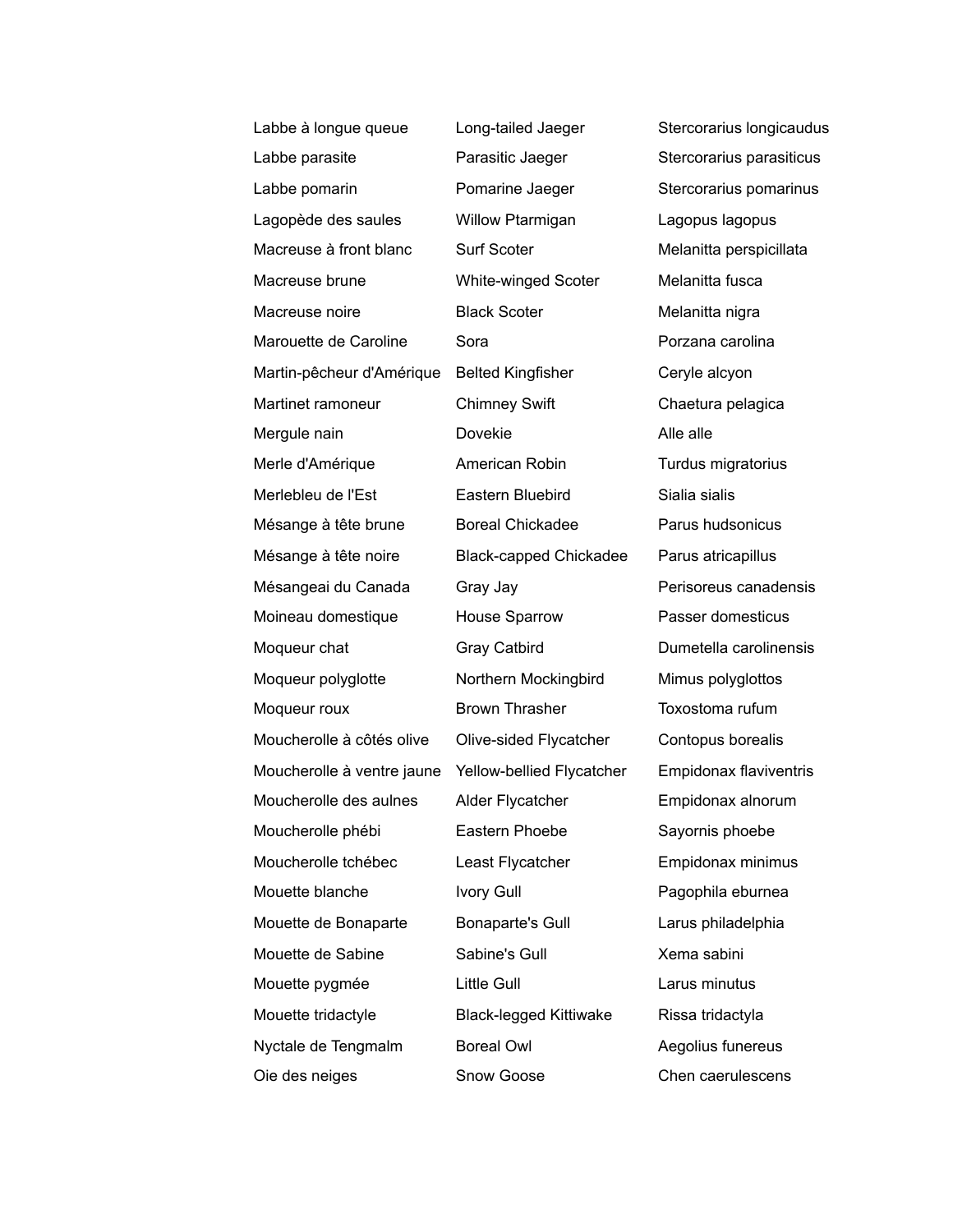| | | |
|---|---|---|
| Labbe à longue queue | Long-tailed Jaeger | Stercorarius longicaudus |
| Labbe parasite | Parasitic Jaeger | Stercorarius parasiticus |
| Labbe pomarin | Pomarine Jaeger | Stercorarius pomarinus |
| Lagopède des saules | Willow Ptarmigan | Lagopus lagopus |
| Macreuse à front blanc | Surf Scoter | Melanitta perspicillata |
| Macreuse brune | White-winged Scoter | Melanitta fusca |
| Macreuse noire | Black Scoter | Melanitta nigra |
| Marouette de Caroline | Sora | Porzana carolina |
| Martin-pêcheur d'Amérique | Belted Kingfisher | Ceryle alcyon |
| Martinet ramoneur | Chimney Swift | Chaetura pelagica |
| Mergule nain | Dovekie | Alle alle |
| Merle d'Amérique | American Robin | Turdus migratorius |
| Merlebleu de l'Est | Eastern Bluebird | Sialia sialis |
| Mésange à tête brune | Boreal Chickadee | Parus hudsonicus |
| Mésange à tête noire | Black-capped Chickadee | Parus atricapillus |
| Mésangeai du Canada | Gray Jay | Perisoreus canadensis |
| Moineau domestique | House Sparrow | Passer domesticus |
| Moqueur chat | Gray Catbird | Dumetella carolinensis |
| Moqueur polyglotte | Northern Mockingbird | Mimus polyglottos |
| Moqueur roux | Brown Thrasher | Toxostoma rufum |
| Moucherolle à côtés olive | Olive-sided Flycatcher | Contopus borealis |
| Moucherolle à ventre jaune | Yellow-bellied Flycatcher | Empidonax flaviventris |
| Moucherolle des aulnes | Alder Flycatcher | Empidonax alnorum |
| Moucherolle phébi | Eastern Phoebe | Sayornis phoebe |
| Moucherolle tchébec | Least Flycatcher | Empidonax minimus |
| Mouette blanche | Ivory Gull | Pagophila eburnea |
| Mouette de Bonaparte | Bonaparte's Gull | Larus philadelphia |
| Mouette de Sabine | Sabine's Gull | Xema sabini |
| Mouette pygmée | Little Gull | Larus minutus |
| Mouette tridactyle | Black-legged Kittiwake | Rissa tridactyla |
| Nyctale de Tengmalm | Boreal Owl | Aegolius funereus |
| Oie des neiges | Snow Goose | Chen caerulescens |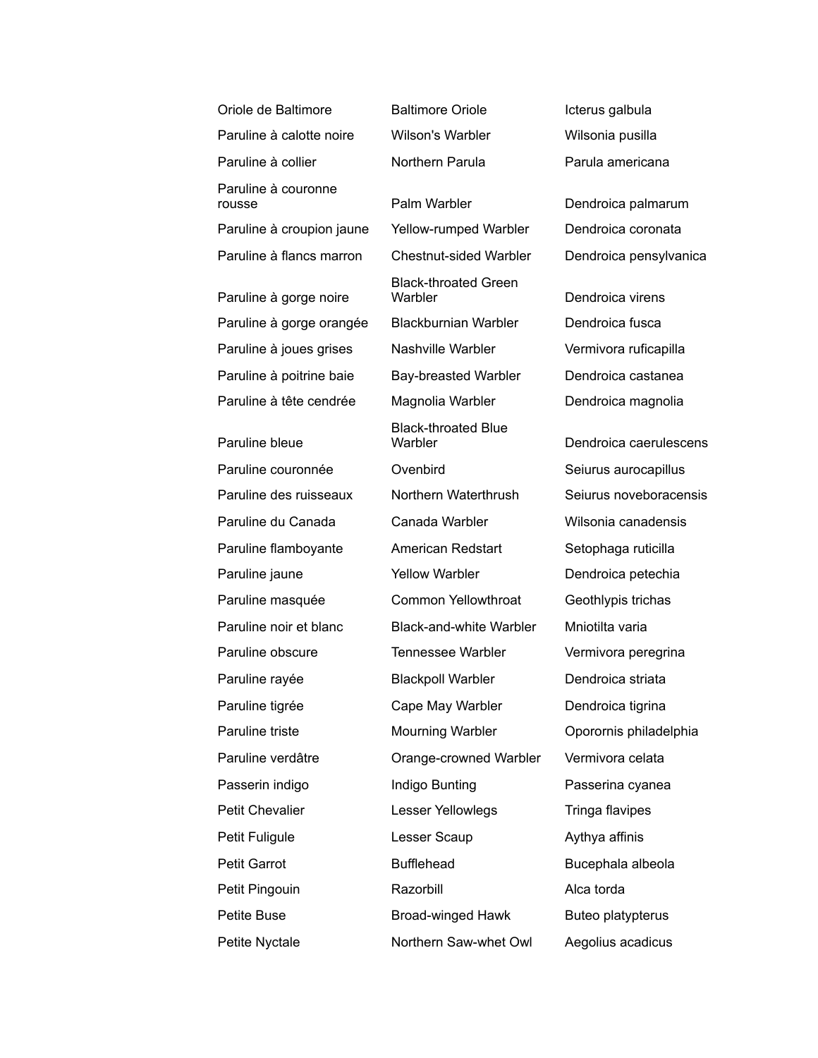| | | |
|---|---|---|
| Oriole de Baltimore | Baltimore Oriole | Icterus galbula |
| Paruline à calotte noire | Wilson's Warbler | Wilsonia pusilla |
| Paruline à collier | Northern Parula | Parula americana |
| Paruline à couronne rousse | Palm Warbler | Dendroica palmarum |
| Paruline à croupion jaune | Yellow-rumped Warbler | Dendroica coronata |
| Paruline à flancs marron | Chestnut-sided Warbler | Dendroica pensylvanica |
| Paruline à gorge noire | Black-throated Green Warbler | Dendroica virens |
| Paruline à gorge orangée | Blackburnian Warbler | Dendroica fusca |
| Paruline à joues grises | Nashville Warbler | Vermivora ruficapilla |
| Paruline à poitrine baie | Bay-breasted Warbler | Dendroica castanea |
| Paruline à tête cendrée | Magnolia Warbler | Dendroica magnolia |
| Paruline bleue | Black-throated Blue Warbler | Dendroica caerulescens |
| Paruline couronnée | Ovenbird | Seiurus aurocapillus |
| Paruline des ruisseaux | Northern Waterthrush | Seiurus noveboracensis |
| Paruline du Canada | Canada Warbler | Wilsonia canadensis |
| Paruline flamboyante | American Redstart | Setophaga ruticilla |
| Paruline jaune | Yellow Warbler | Dendroica petechia |
| Paruline masquée | Common Yellowthroat | Geothlypis trichas |
| Paruline noir et blanc | Black-and-white Warbler | Mniotilta varia |
| Paruline obscure | Tennessee Warbler | Vermivora peregrina |
| Paruline rayée | Blackpoll Warbler | Dendroica striata |
| Paruline tigrée | Cape May Warbler | Dendroica tigrina |
| Paruline triste | Mourning Warbler | Oporornis philadelphia |
| Paruline verdâtre | Orange-crowned Warbler | Vermivora celata |
| Passerin indigo | Indigo Bunting | Passerina cyanea |
| Petit Chevalier | Lesser Yellowlegs | Tringa flavipes |
| Petit Fuligule | Lesser Scaup | Aythya affinis |
| Petit Garrot | Bufflehead | Bucephala albeola |
| Petit Pingouin | Razorbill | Alca torda |
| Petite Buse | Broad-winged Hawk | Buteo platypterus |
| Petite Nyctale | Northern Saw-whet Owl | Aegolius acadicus |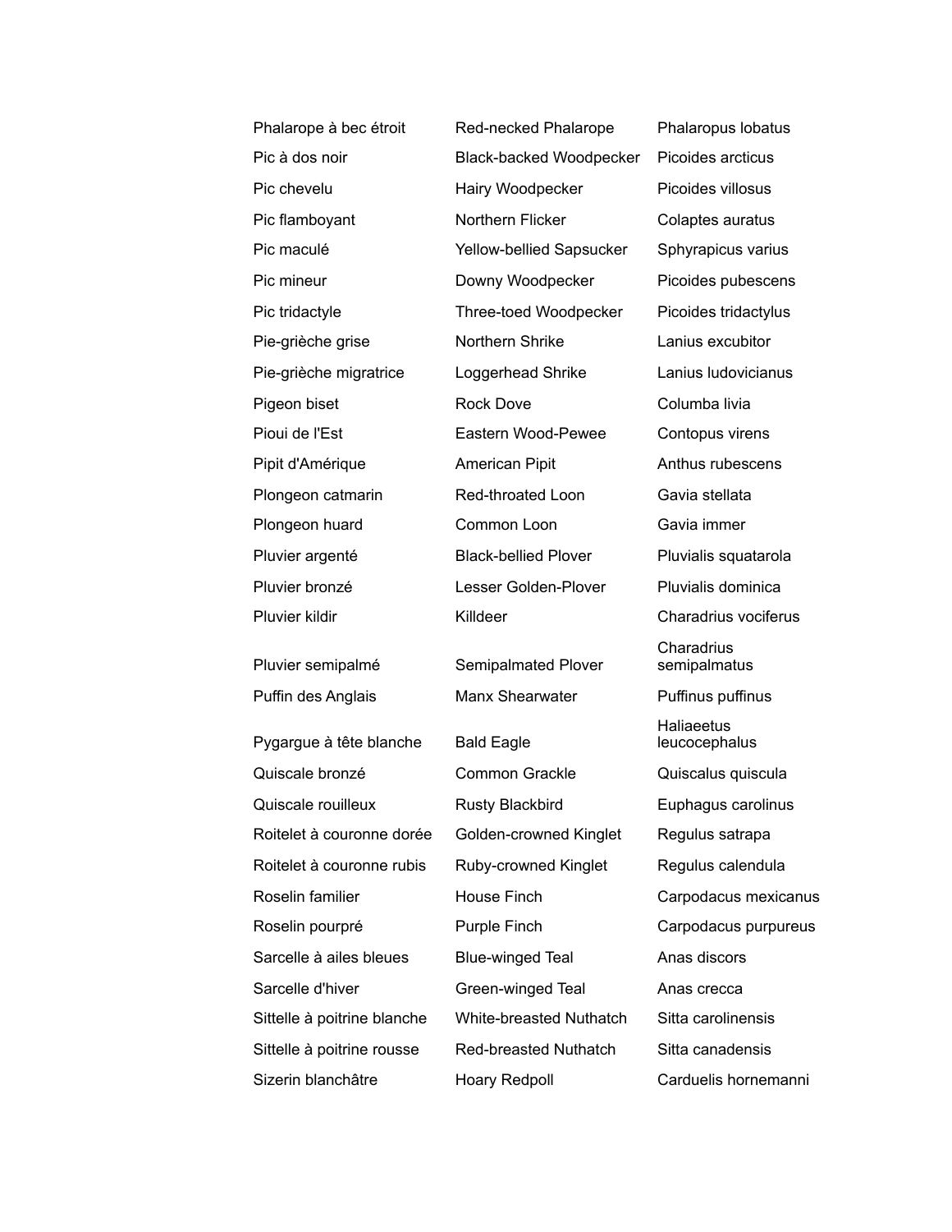| | | |
|---|---|---|
| Phalarope à bec étroit | Red-necked Phalarope | Phalaropus lobatus |
| Pic à dos noir | Black-backed Woodpecker | Picoides arcticus |
| Pic chevelu | Hairy Woodpecker | Picoides villosus |
| Pic flamboyant | Northern Flicker | Colaptes auratus |
| Pic maculé | Yellow-bellied Sapsucker | Sphyrapicus varius |
| Pic mineur | Downy Woodpecker | Picoides pubescens |
| Pic tridactyle | Three-toed Woodpecker | Picoides tridactylus |
| Pie-grièche grise | Northern Shrike | Lanius excubitor |
| Pie-grièche migratrice | Loggerhead Shrike | Lanius ludovicianus |
| Pigeon biset | Rock Dove | Columba livia |
| Pioui de l'Est | Eastern Wood-Pewee | Contopus virens |
| Pipit d'Amérique | American Pipit | Anthus rubescens |
| Plongeon catmarin | Red-throated Loon | Gavia stellata |
| Plongeon huard | Common Loon | Gavia immer |
| Pluvier argenté | Black-bellied Plover | Pluvialis squatarola |
| Pluvier bronzé | Lesser Golden-Plover | Pluvialis dominica |
| Pluvier kildir | Killdeer | Charadrius vociferus |
| Pluvier semipalmé | Semipalmated Plover | Charadrius semipalmatus |
| Puffin des Anglais | Manx Shearwater | Puffinus puffinus |
| Pygargue à tête blanche | Bald Eagle | Haliaeetus leucocephalus |
| Quiscale bronzé | Common Grackle | Quiscalus quiscula |
| Quiscale rouilleux | Rusty Blackbird | Euphagus carolinus |
| Roitelet à couronne dorée | Golden-crowned Kinglet | Regulus satrapa |
| Roitelet à couronne rubis | Ruby-crowned Kinglet | Regulus calendula |
| Roselin familier | House Finch | Carpodacus mexicanus |
| Roselin pourpré | Purple Finch | Carpodacus purpureus |
| Sarcelle à ailes bleues | Blue-winged Teal | Anas discors |
| Sarcelle d'hiver | Green-winged Teal | Anas crecca |
| Sittelle à poitrine blanche | White-breasted Nuthatch | Sitta carolinensis |
| Sittelle à poitrine rousse | Red-breasted Nuthatch | Sitta canadensis |
| Sizerin blanchâtre | Hoary Redpoll | Carduelis hornemanni |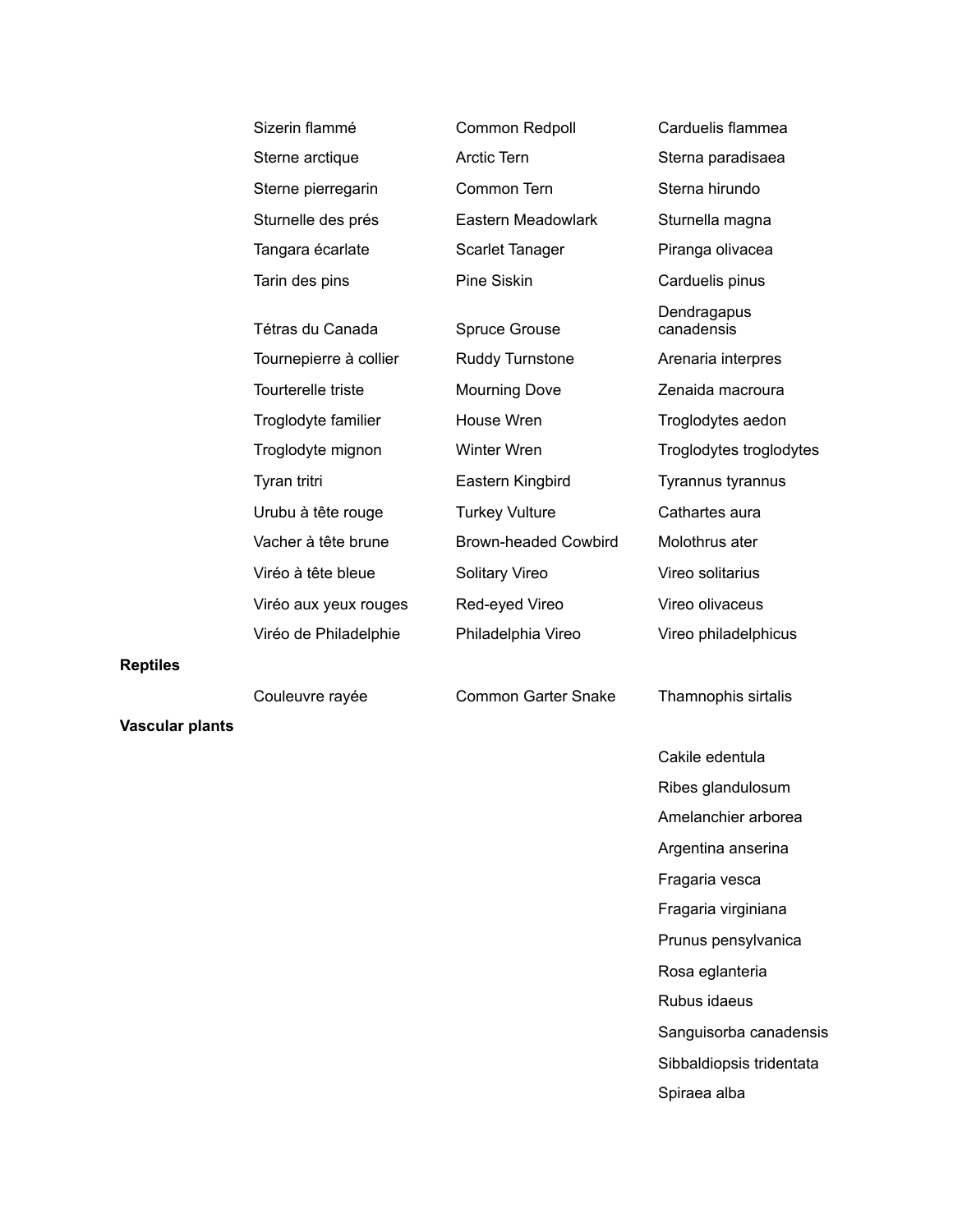| | French name | English name | Scientific name |
|---|---|---|---|
| | Sizerin flammé | Common Redpoll | Carduelis flammea |
| | Sterne arctique | Arctic Tern | Sterna paradisaea |
| | Sterne pierregarin | Common Tern | Sterna hirundo |
| | Sturnelle des prés | Eastern Meadowlark | Sturnella magna |
| | Tangara écarlate | Scarlet Tanager | Piranga olivacea |
| | Tarin des pins | Pine Siskin | Carduelis pinus |
| | Tétras du Canada | Spruce Grouse | Dendragapus canadensis |
| | Tournepierre à collier | Ruddy Turnstone | Arenaria interpres |
| | Tourterelle triste | Mourning Dove | Zenaida macroura |
| | Troglodyte familier | House Wren | Troglodytes aedon |
| | Troglodyte mignon | Winter Wren | Troglodytes troglodytes |
| | Tyran tritri | Eastern Kingbird | Tyrannus tyrannus |
| | Urubu à tête rouge | Turkey Vulture | Cathartes aura |
| | Vacher à tête brune | Brown-headed Cowbird | Molothrus ater |
| | Viréo à tête bleue | Solitary Vireo | Vireo solitarius |
| | Viréo aux yeux rouges | Red-eyed Vireo | Vireo olivaceus |
| | Viréo de Philadelphie | Philadelphia Vireo | Vireo philadelphicus |
| **Reptiles** | | | |
| | Couleuvre rayée | Common Garter Snake | Thamnophis sirtalis |
| **Vascular plants** | | | |
| | | | Cakile edentula |
| | | | Ribes glandulosum |
| | | | Amelanchier arborea |
| | | | Argentina anserina |
| | | | Fragaria vesca |
| | | | Fragaria virginiana |
| | | | Prunus pensylvanica |
| | | | Rosa eglanteria |
| | | | Rubus idaeus |
| | | | Sanguisorba canadensis |
| | | | Sibbaldiopsis tridentata |
| | | | Spiraea alba |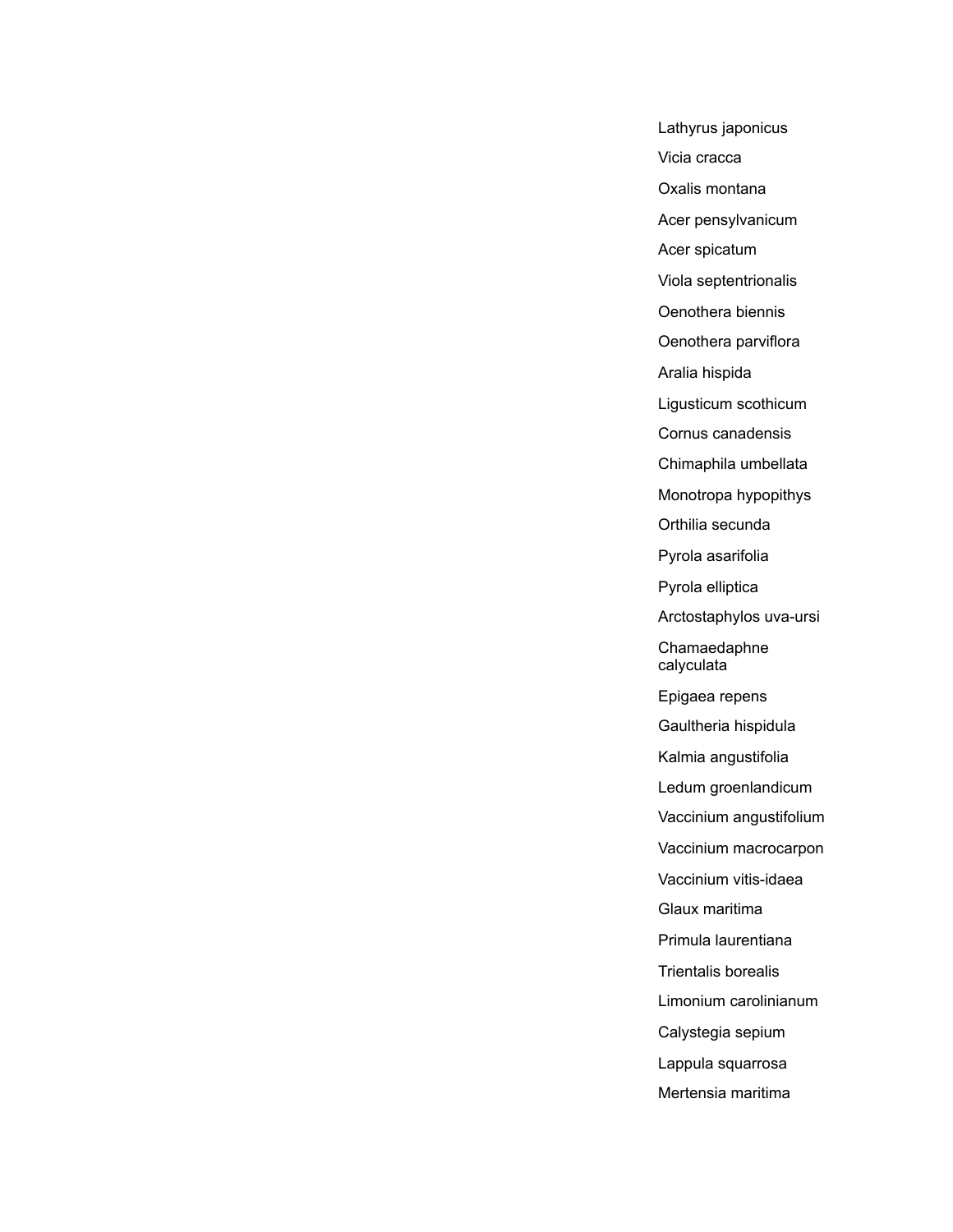Lathyrus japonicus

Vicia cracca

Oxalis montana

Acer pensylvanicum

Acer spicatum

Viola septentrionalis

Oenothera biennis

Oenothera parviflora

Aralia hispida

Ligusticum scothicum

Cornus canadensis

Chimaphila umbellata

Monotropa hypopithys

Orthilia secunda

Pyrola asarifolia

Pyrola elliptica

Arctostaphylos uva-ursi

Chamaedaphne calyculata

Epigaea repens

Gaultheria hispidula

Kalmia angustifolia

Ledum groenlandicum

Vaccinium angustifolium

Vaccinium macrocarpon

Vaccinium vitis-idaea

Glaux maritima

Primula laurentiana

Trientalis borealis

Limonium carolinianum

Calystegia sepium

Lappula squarrosa

Mertensia maritima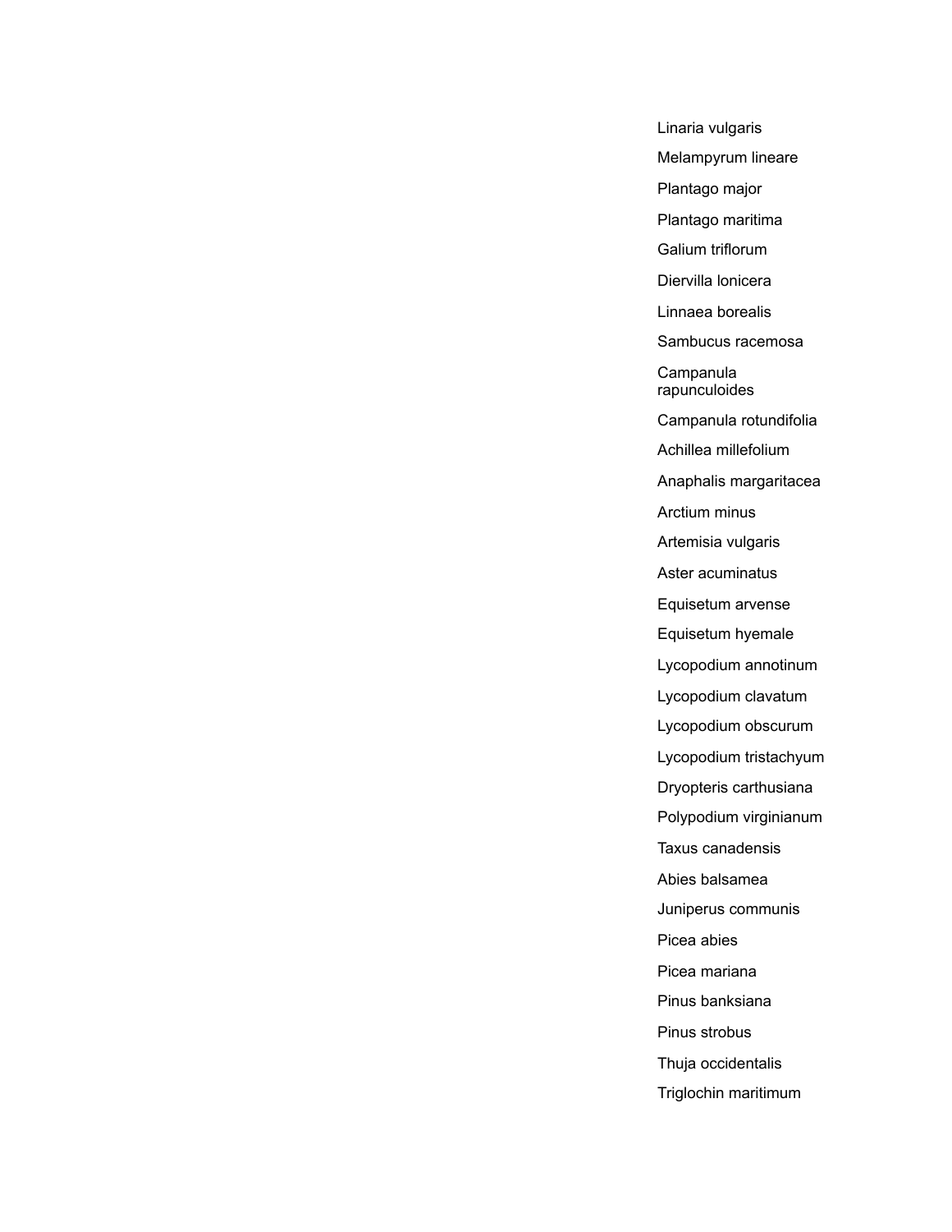Linaria vulgaris

Melampyrum lineare

Plantago major

Plantago maritima

Galium triflorum

Diervilla lonicera

Linnaea borealis

Sambucus racemosa

Campanula rapunculoides

Campanula rotundifolia

Achillea millefolium

Anaphalis margaritacea

Arctium minus

Artemisia vulgaris

Aster acuminatus

Equisetum arvense

Equisetum hyemale

Lycopodium annotinum

Lycopodium clavatum

Lycopodium obscurum

Lycopodium tristachyum

Dryopteris carthusiana

Polypodium virginianum

Taxus canadensis

Abies balsamea

Juniperus communis

Picea abies

Picea mariana

Pinus banksiana

Pinus strobus

Thuja occidentalis

Triglochin maritimum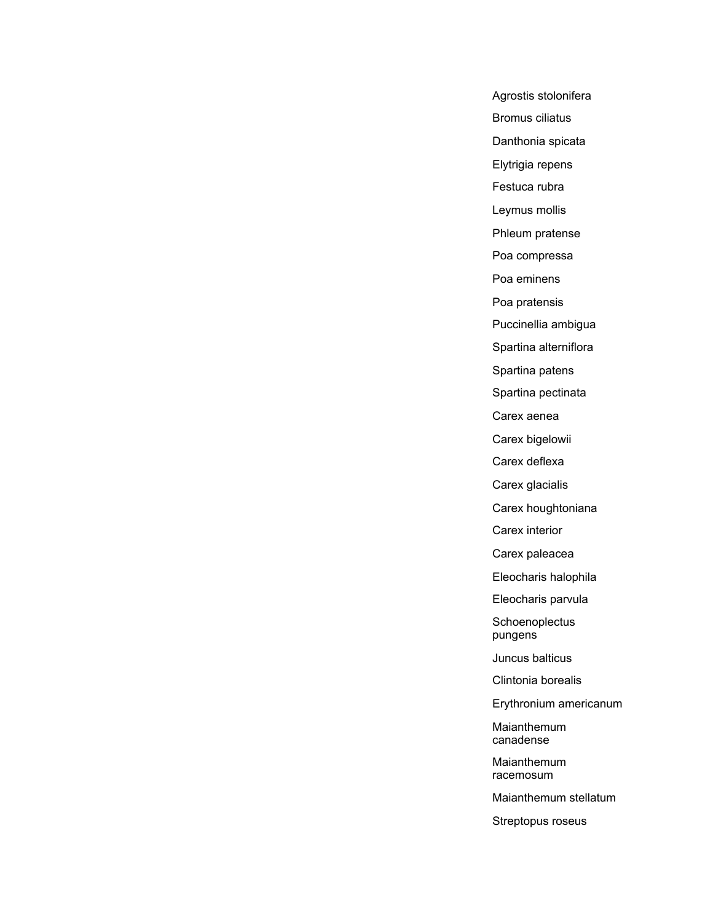Agrostis stolonifera

Bromus ciliatus

Danthonia spicata

Elytrigia repens

Festuca rubra

Leymus mollis

Phleum pratense

Poa compressa

Poa eminens

Poa pratensis

Puccinellia ambigua

Spartina alterniflora

Spartina patens

Spartina pectinata

Carex aenea

Carex bigelowii

Carex deflexa

Carex glacialis

Carex houghtoniana

Carex interior

Carex paleacea

Eleocharis halophila

Eleocharis parvula

Schoenoplectus pungens

Juncus balticus

Clintonia borealis

Erythronium americanum

Maianthemum canadense

Maianthemum racemosum

Maianthemum stellatum

Streptopus roseus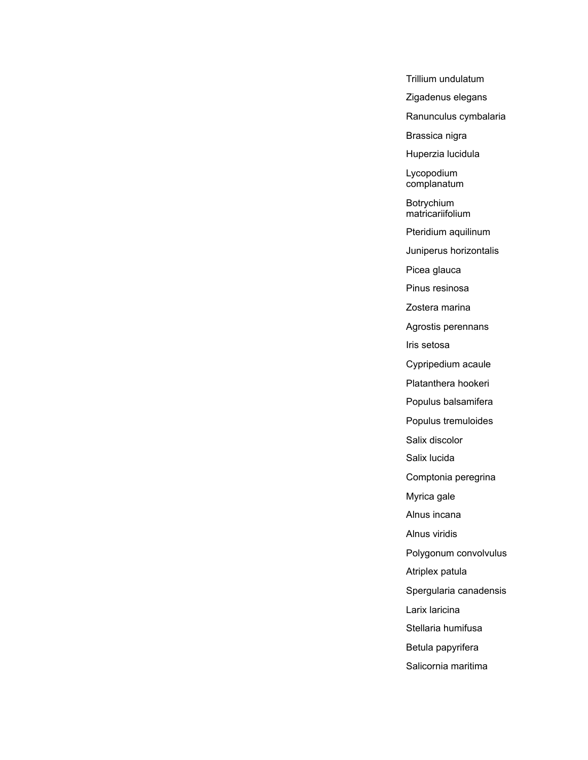Trillium undulatum

Zigadenus elegans

Ranunculus cymbalaria

Brassica nigra

Huperzia lucidula

Lycopodium complanatum

Botrychium matricariifolium

Pteridium aquilinum

Juniperus horizontalis

Picea glauca

Pinus resinosa

Zostera marina

Agrostis perennans

Iris setosa

Cypripedium acaule

Platanthera hookeri

Populus balsamifera

Populus tremuloides

Salix discolor

Salix lucida

Comptonia peregrina

Myrica gale

Alnus incana

Alnus viridis

Polygonum convolvulus

Atriplex patula

Spergularia canadensis

Larix laricina

Stellaria humifusa

Betula papyrifera

Salicornia maritima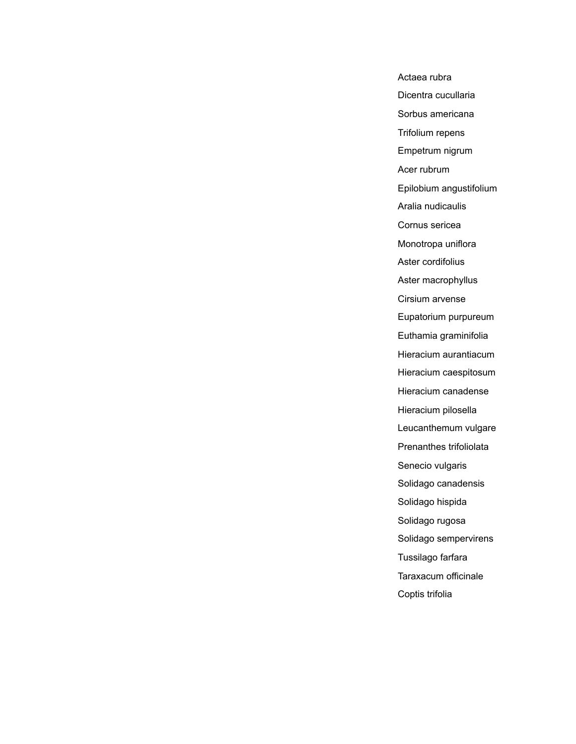Actaea rubra

Dicentra cucullaria

Sorbus americana

Trifolium repens

Empetrum nigrum

Acer rubrum

Epilobium angustifolium

Aralia nudicaulis

Cornus sericea

Monotropa uniflora

Aster cordifolius

Aster macrophyllus

Cirsium arvense

Eupatorium purpureum

Euthamia graminifolia

Hieracium aurantiacum

Hieracium caespitosum

Hieracium canadense

Hieracium pilosella

Leucanthemum vulgare

Prenanthes trifoliolata

Senecio vulgaris

Solidago canadensis

Solidago hispida

Solidago rugosa

Solidago sempervirens

Tussilago farfara

Taraxacum officinale

Coptis trifolia